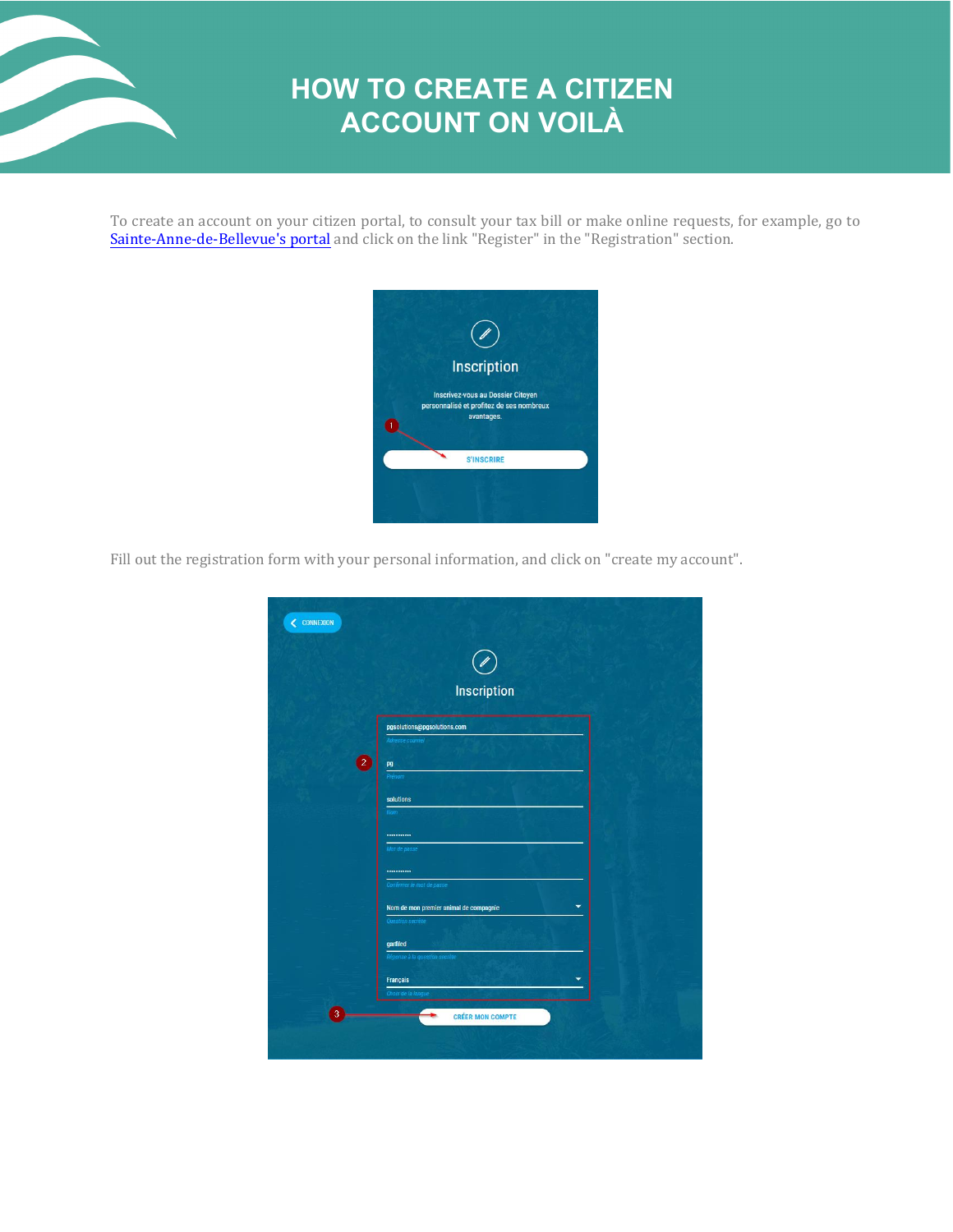# HOW TO CREATE A CITIZEN ACCOUNT ON VOILÀ

To create an account on your citizen portal, to consult your tax bill or make online requests, for example, go to [Sainte-Anne-de-Bellevue's portal]() and click on the link "Register" in the "Registration" section.

Fill out the registration form with your personal information, and click on "create my account".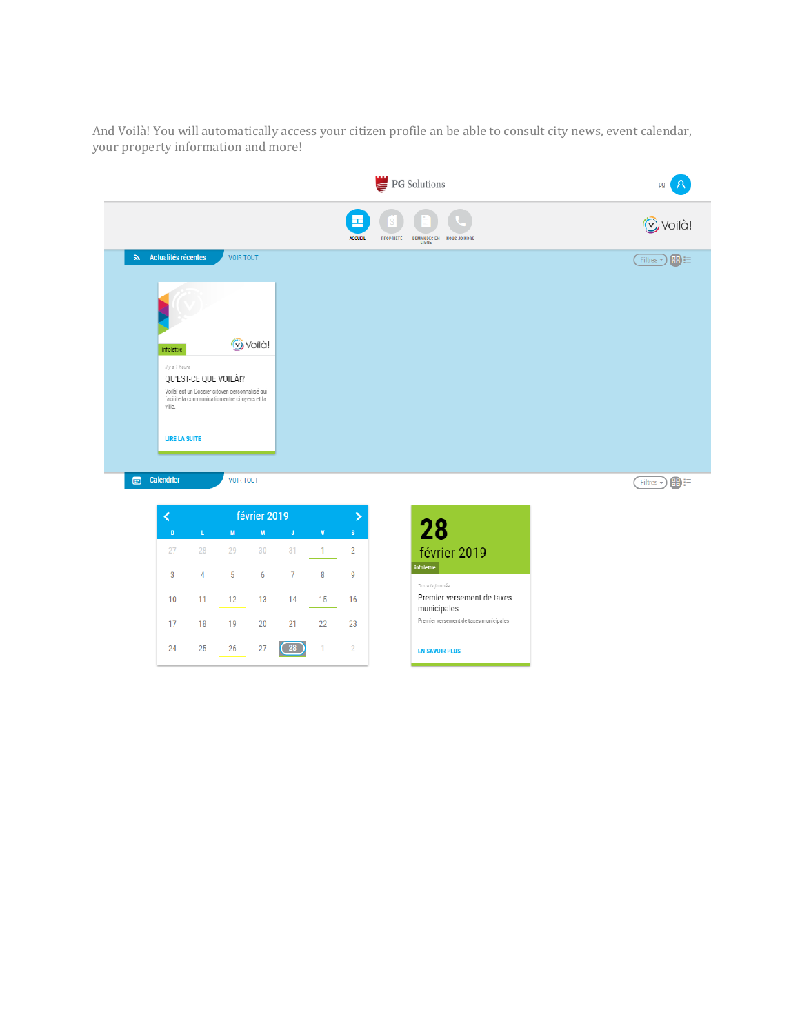And Voilà! You will automatically access your citizen profile an be able to consult city news, event calendar, your property information and more!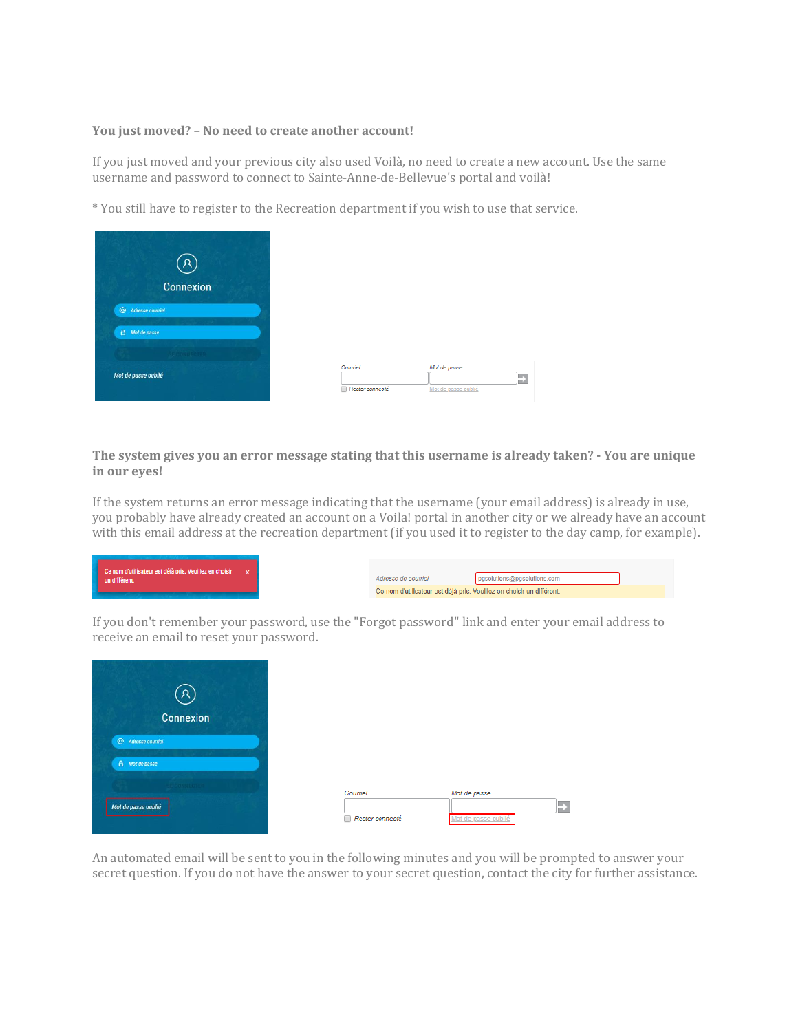**You just moved? – No need to create another account!**

If you just moved and your previous city also used Voilà, no need to create a new account. Use the same username and password to connect to Sainte-Anne-de-Bellevue's portal and voilà!

* You still have to register to the Recreation department if you wish to use that service.

**The system gives you an error message stating that this username is already taken? - You are unique in our eyes!**

If the system returns an error message indicating that the username (your email address) is already in use, you probably have already created an account on a Voila! portal in another city or we already have an account with this email address at the recreation department (if you used it to register to the day camp, for example).

If you don't remember your password, use the "Forgot password" link and enter your email address to receive an email to reset your password.

An automated email will be sent to you in the following minutes and you will be prompted to answer your secret question. If you do not have the answer to your secret question, contact the city for further assistance.